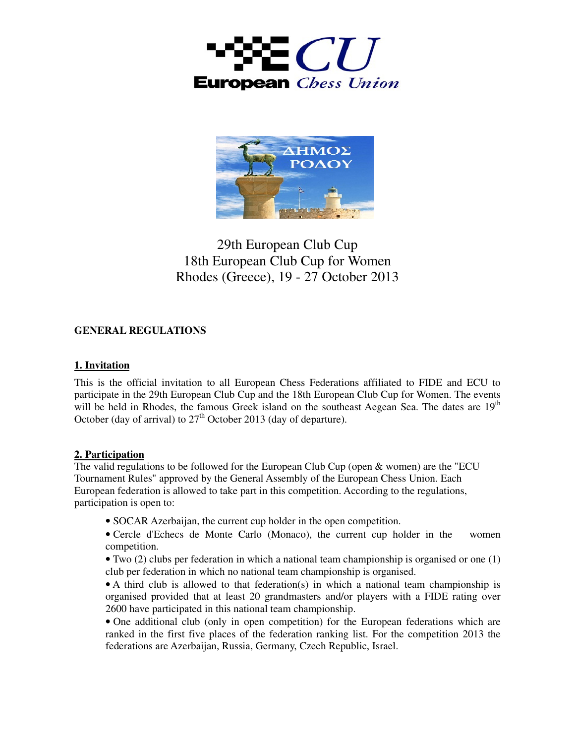European Chess Union

ΔΗΜΟΣ ΡΟΔΟΥ

29th European Club Cup
18th European Club Cup for Women
Rhodes (Greece), 19 - 27 October 2013

## GENERAL REGULATIONS

### 1. Invitation

This is the official invitation to all European Chess Federations affiliated to FIDE and ECU to participate in the 29th European Club Cup and the 18th European Club Cup for Women. The events will be held in Rhodes, the famous Greek island on the southeast Aegean Sea. The dates are 19th October (day of arrival) to 27th October 2013 (day of departure).

### 2. Participation

The valid regulations to be followed for the European Club Cup (open & women) are the "ECU Tournament Rules" approved by the General Assembly of the European Chess Union. Each European federation is allowed to take part in this competition. According to the regulations, participation is open to:

- SOCAR Azerbaijan, the current cup holder in the open competition.
- Cercle d'Echecs de Monte Carlo (Monaco), the current cup holder in the women competition.
- Two (2) clubs per federation in which a national team championship is organised or one (1) club per federation in which no national team championship is organised.
- A third club is allowed to that federation(s) in which a national team championship is organised provided that at least 20 grandmasters and/or players with a FIDE rating over 2600 have participated in this national team championship.
- One additional club (only in open competition) for the European federations which are ranked in the first five places of the federation ranking list. For the competition 2013 the federations are Azerbaijan, Russia, Germany, Czech Republic, Israel.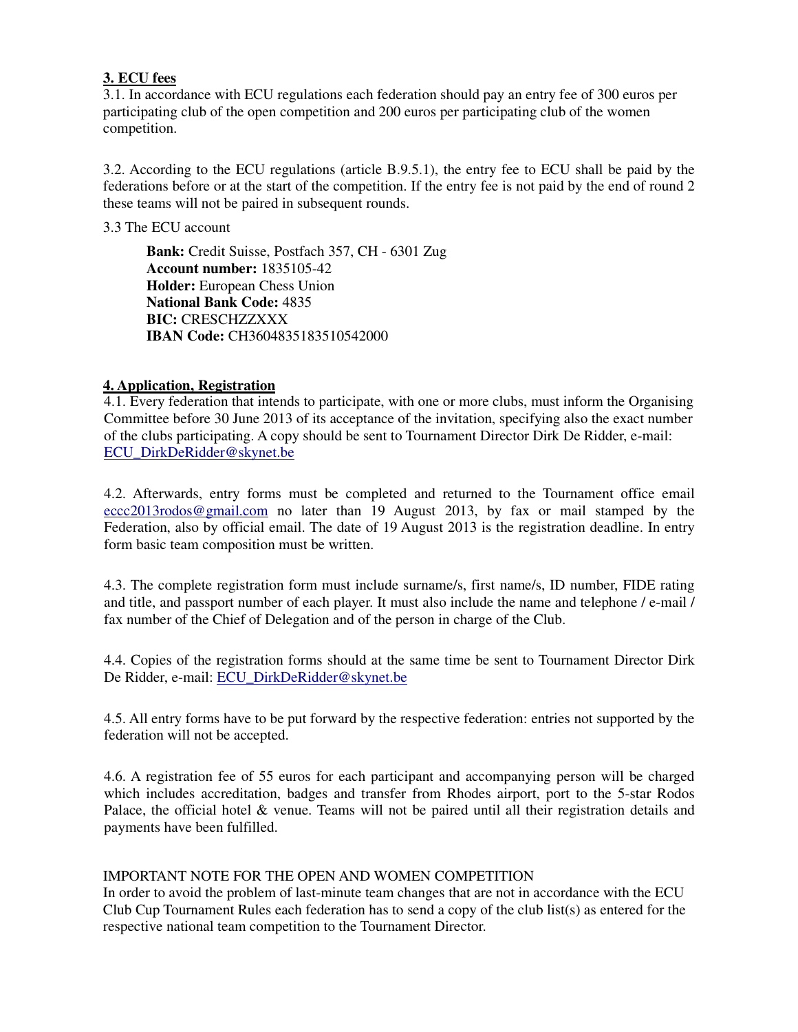## 3. ECU fees

3.1. In accordance with ECU regulations each federation should pay an entry fee of 300 euros per participating club of the open competition and 200 euros per participating club of the women competition.

3.2. According to the ECU regulations (article B.9.5.1), the entry fee to ECU shall be paid by the federations before or at the start of the competition. If the entry fee is not paid by the end of round 2 these teams will not be paired in subsequent rounds.

3.3 The ECU account

**Bank:** Credit Suisse, Postfach 357, CH - 6301 Zug
**Account number:** 1835105-42
**Holder:** European Chess Union
**National Bank Code:** 4835
**BIC:** CRESCHZZXXX
**IBAN Code:** CH3604835183510542000

## 4. Application, Registration

4.1. Every federation that intends to participate, with one or more clubs, must inform the Organising Committee before 30 June 2013 of its acceptance of the invitation, specifying also the exact number of the clubs participating. A copy should be sent to Tournament Director Dirk De Ridder, e-mail: ECU_DirkDeRidder@skynet.be

4.2. Afterwards, entry forms must be completed and returned to the Tournament office email eccc2013rodos@gmail.com no later than 19 August 2013, by fax or mail stamped by the Federation, also by official email. The date of 19 August 2013 is the registration deadline. In entry form basic team composition must be written.

4.3. The complete registration form must include surname/s, first name/s, ID number, FIDE rating and title, and passport number of each player. It must also include the name and telephone / e-mail / fax number of the Chief of Delegation and of the person in charge of the Club.

4.4. Copies of the registration forms should at the same time be sent to Tournament Director Dirk De Ridder, e-mail: ECU_DirkDeRidder@skynet.be

4.5. All entry forms have to be put forward by the respective federation: entries not supported by the federation will not be accepted.

4.6. A registration fee of 55 euros for each participant and accompanying person will be charged which includes accreditation, badges and transfer from Rhodes airport, port to the 5-star Rodos Palace, the official hotel & venue. Teams will not be paired until all their registration details and payments have been fulfilled.

IMPORTANT NOTE FOR THE OPEN AND WOMEN COMPETITION
In order to avoid the problem of last-minute team changes that are not in accordance with the ECU Club Cup Tournament Rules each federation has to send a copy of the club list(s) as entered for the respective national team competition to the Tournament Director.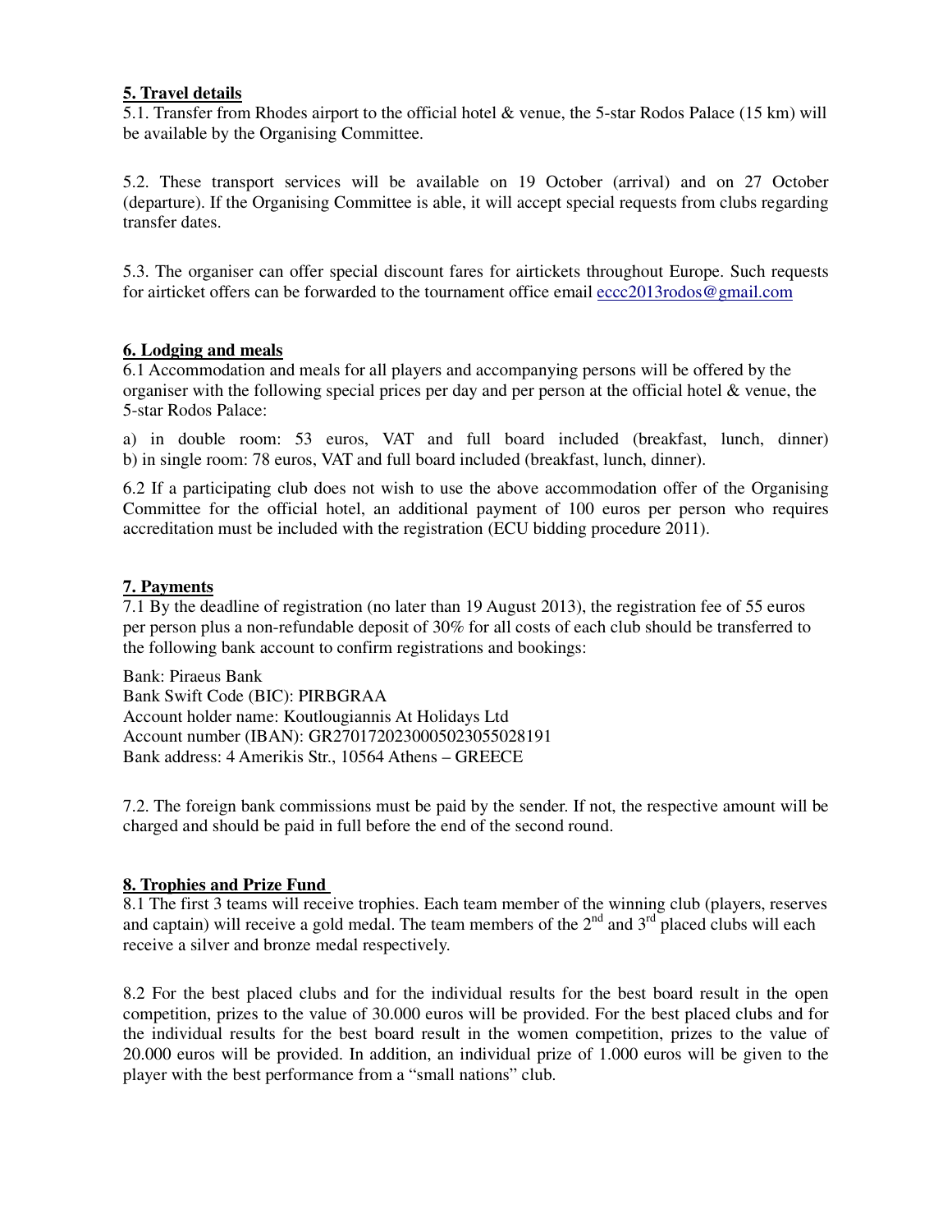**5. Travel details**

5.1. Transfer from Rhodes airport to the official hotel & venue, the 5-star Rodos Palace (15 km) will be available by the Organising Committee.

5.2. These transport services will be available on 19 October (arrival) and on 27 October (departure). If the Organising Committee is able, it will accept special requests from clubs regarding transfer dates.

5.3. The organiser can offer special discount fares for airtickets throughout Europe. Such requests for airticket offers can be forwarded to the tournament office email eccc2013rodos@gmail.com

**6. Lodging and meals**

6.1 Accommodation and meals for all players and accompanying persons will be offered by the organiser with the following special prices per day and per person at the official hotel & venue, the 5-star Rodos Palace:

a) in double room: 53 euros, VAT and full board included (breakfast, lunch, dinner)
b) in single room: 78 euros, VAT and full board included (breakfast, lunch, dinner).

6.2 If a participating club does not wish to use the above accommodation offer of the Organising Committee for the official hotel, an additional payment of 100 euros per person who requires accreditation must be included with the registration (ECU bidding procedure 2011).

**7. Payments**

7.1 By the deadline of registration (no later than 19 August 2013), the registration fee of 55 euros per person plus a non-refundable deposit of 30% for all costs of each club should be transferred to the following bank account to confirm registrations and bookings:

Bank: Piraeus Bank
Bank Swift Code (BIC): PIRBGRAA
Account holder name: Koutlougiannis At Holidays Ltd
Account number (IBAN): GR2701720230005023055028191
Bank address: 4 Amerikis Str., 10564 Athens – GREECE

7.2. The foreign bank commissions must be paid by the sender. If not, the respective amount will be charged and should be paid in full before the end of the second round.

**8. Trophies and Prize Fund**

8.1 The first 3 teams will receive trophies. Each team member of the winning club (players, reserves and captain) will receive a gold medal. The team members of the 2nd and 3rd placed clubs will each receive a silver and bronze medal respectively.

8.2 For the best placed clubs and for the individual results for the best board result in the open competition, prizes to the value of 30.000 euros will be provided. For the best placed clubs and for the individual results for the best board result in the women competition, prizes to the value of 20.000 euros will be provided. In addition, an individual prize of 1.000 euros will be given to the player with the best performance from a "small nations" club.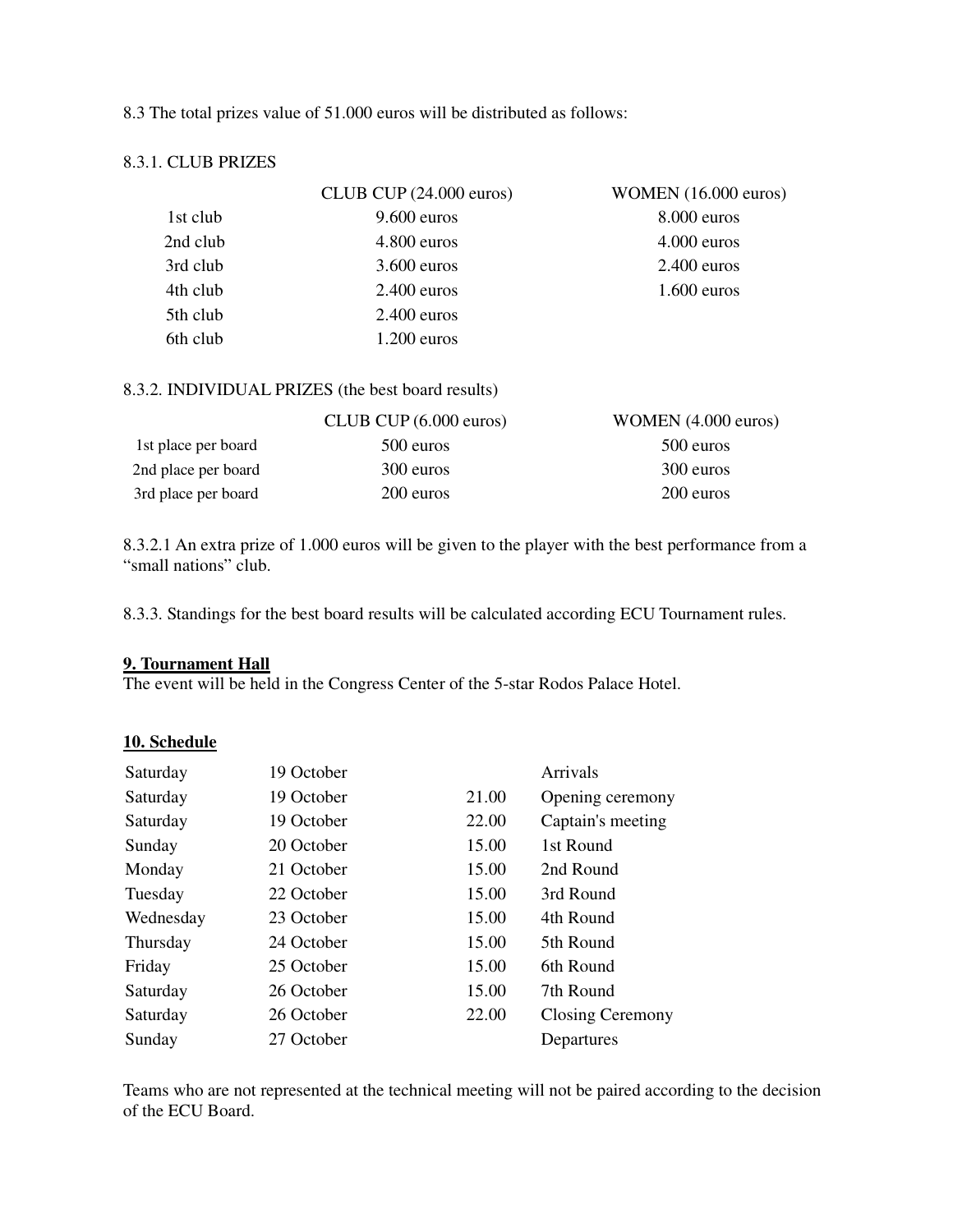8.3 The total prizes value of 51.000 euros will be distributed as follows:

8.3.1. CLUB PRIZES

| | CLUB CUP (24.000 euros) | WOMEN (16.000 euros) |
|---|---|---|
| 1st club | 9.600 euros | 8.000 euros |
| 2nd club | 4.800 euros | 4.000 euros |
| 3rd club | 3.600 euros | 2.400 euros |
| 4th club | 2.400 euros | 1.600 euros |
| 5th club | 2.400 euros | |
| 6th club | 1.200 euros | |

8.3.2. INDIVIDUAL PRIZES (the best board results)

| | CLUB CUP (6.000 euros) | WOMEN (4.000 euros) |
|---|---|---|
| 1st place per board | 500 euros | 500 euros |
| 2nd place per board | 300 euros | 300 euros |
| 3rd place per board | 200 euros | 200 euros |

8.3.2.1 An extra prize of 1.000 euros will be given to the player with the best performance from a "small nations" club.

8.3.3. Standings for the best board results will be calculated according ECU Tournament rules.

## 9. Tournament Hall

The event will be held in the Congress Center of the 5-star Rodos Palace Hotel.

## 10. Schedule

| | | | |
|---|---|---|---|
| Saturday | 19 October | | Arrivals |
| Saturday | 19 October | 21.00 | Opening ceremony |
| Saturday | 19 October | 22.00 | Captain's meeting |
| Sunday | 20 October | 15.00 | 1st Round |
| Monday | 21 October | 15.00 | 2nd Round |
| Tuesday | 22 October | 15.00 | 3rd Round |
| Wednesday | 23 October | 15.00 | 4th Round |
| Thursday | 24 October | 15.00 | 5th Round |
| Friday | 25 October | 15.00 | 6th Round |
| Saturday | 26 October | 15.00 | 7th Round |
| Saturday | 26 October | 22.00 | Closing Ceremony |
| Sunday | 27 October | | Departures |

Teams who are not represented at the technical meeting will not be paired according to the decision of the ECU Board.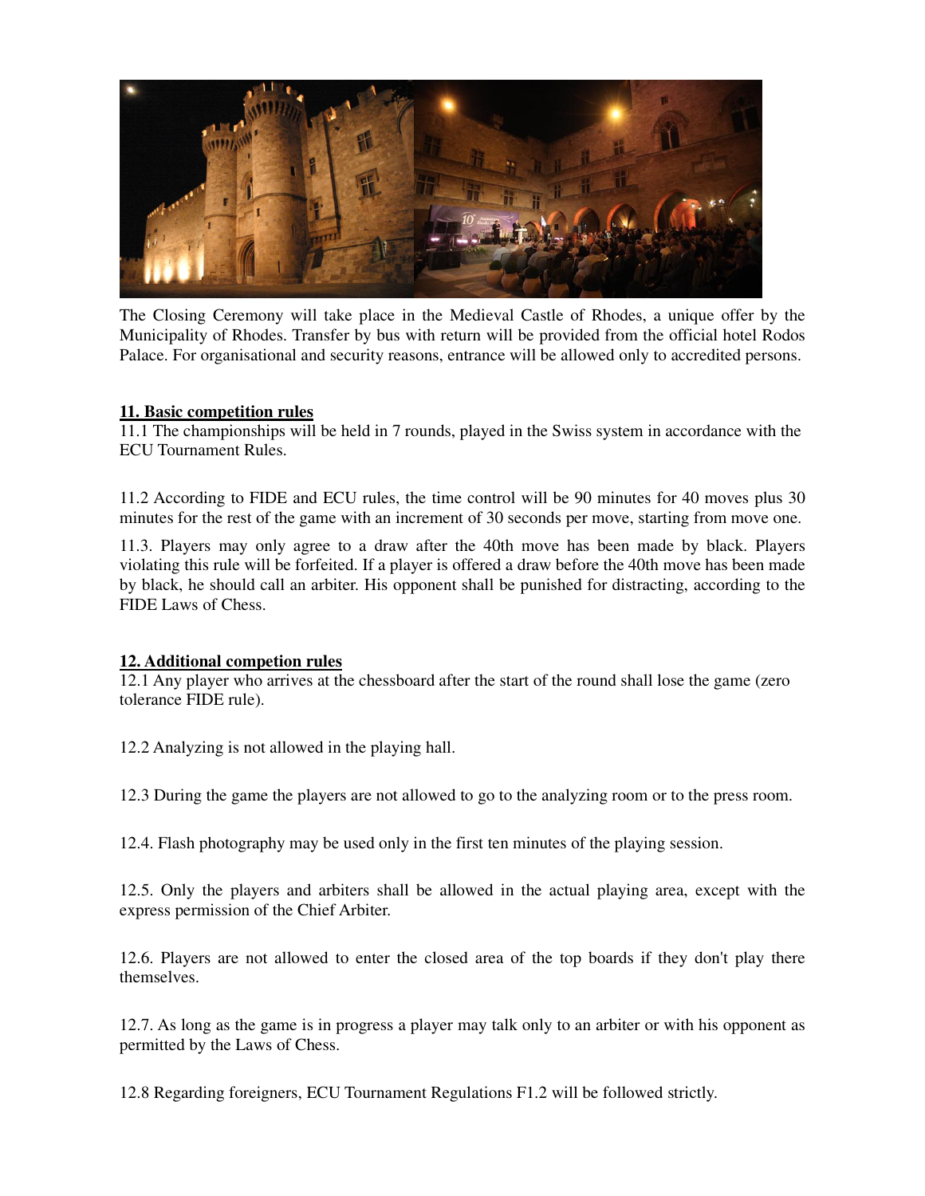The Closing Ceremony will take place in the Medieval Castle of Rhodes, a unique offer by the Municipality of Rhodes. Transfer by bus with return will be provided from the official hotel Rodos Palace. For organisational and security reasons, entrance will be allowed only to accredited persons.

## 11. Basic competition rules

11.1 The championships will be held in 7 rounds, played in the Swiss system in accordance with the ECU Tournament Rules.

11.2 According to FIDE and ECU rules, the time control will be 90 minutes for 40 moves plus 30 minutes for the rest of the game with an increment of 30 seconds per move, starting from move one.

11.3. Players may only agree to a draw after the 40th move has been made by black. Players violating this rule will be forfeited. If a player is offered a draw before the 40th move has been made by black, he should call an arbiter. His opponent shall be punished for distracting, according to the FIDE Laws of Chess.

## 12. Additional competion rules

12.1 Any player who arrives at the chessboard after the start of the round shall lose the game (zero tolerance FIDE rule).

12.2 Analyzing is not allowed in the playing hall.

12.3 During the game the players are not allowed to go to the analyzing room or to the press room.

12.4. Flash photography may be used only in the first ten minutes of the playing session.

12.5. Only the players and arbiters shall be allowed in the actual playing area, except with the express permission of the Chief Arbiter.

12.6. Players are not allowed to enter the closed area of the top boards if they don't play there themselves.

12.7. As long as the game is in progress a player may talk only to an arbiter or with his opponent as permitted by the Laws of Chess.

12.8 Regarding foreigners, ECU Tournament Regulations F1.2 will be followed strictly.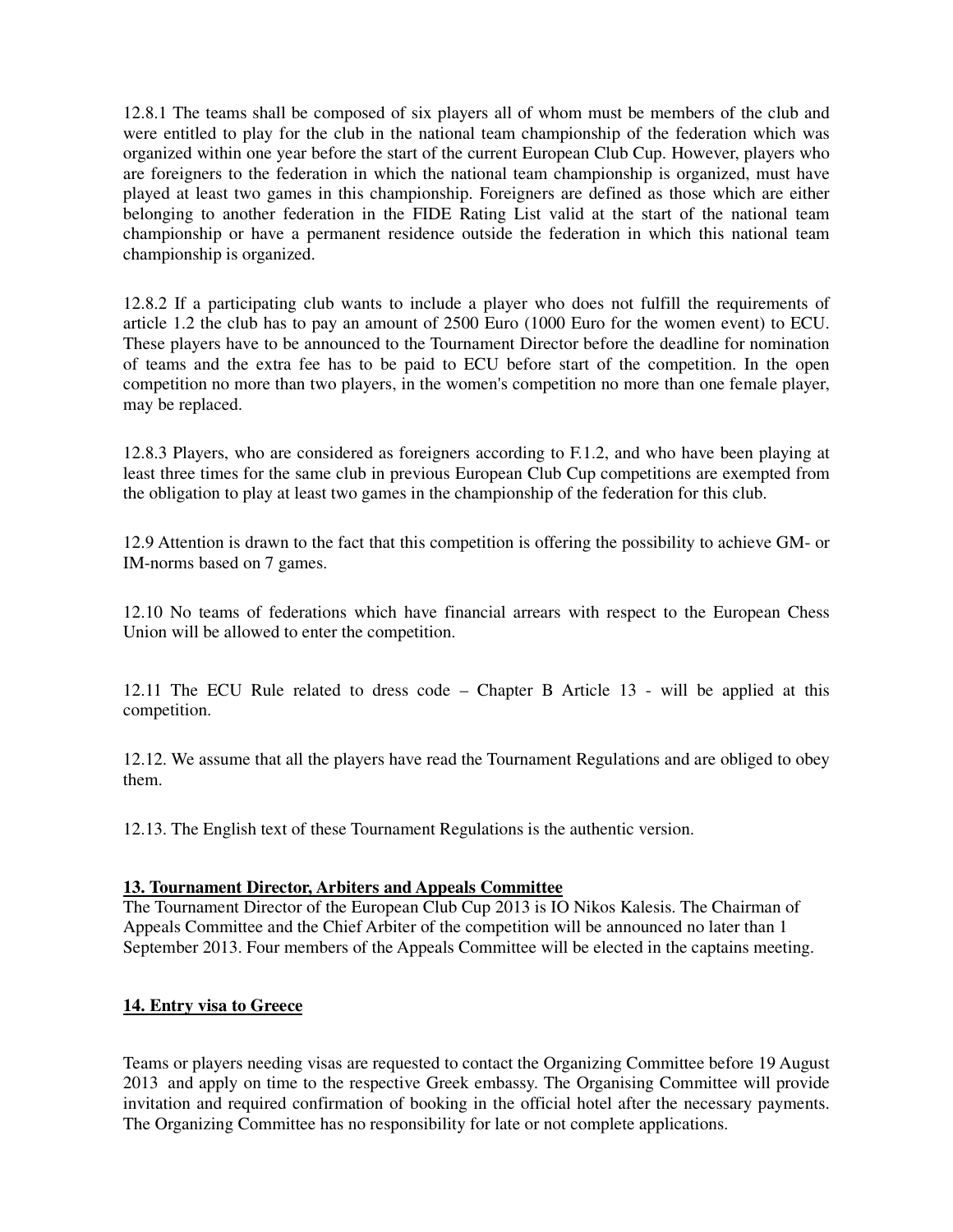12.8.1 The teams shall be composed of six players all of whom must be members of the club and were entitled to play for the club in the national team championship of the federation which was organized within one year before the start of the current European Club Cup. However, players who are foreigners to the federation in which the national team championship is organized, must have played at least two games in this championship. Foreigners are defined as those which are either belonging to another federation in the FIDE Rating List valid at the start of the national team championship or have a permanent residence outside the federation in which this national team championship is organized.

12.8.2 If a participating club wants to include a player who does not fulfill the requirements of article 1.2 the club has to pay an amount of 2500 Euro (1000 Euro for the women event) to ECU. These players have to be announced to the Tournament Director before the deadline for nomination of teams and the extra fee has to be paid to ECU before start of the competition. In the open competition no more than two players, in the women's competition no more than one female player, may be replaced.

12.8.3 Players, who are considered as foreigners according to F.1.2, and who have been playing at least three times for the same club in previous European Club Cup competitions are exempted from the obligation to play at least two games in the championship of the federation for this club.

12.9 Attention is drawn to the fact that this competition is offering the possibility to achieve GM- or IM-norms based on 7 games.

12.10 No teams of federations which have financial arrears with respect to the European Chess Union will be allowed to enter the competition.

12.11 The ECU Rule related to dress code – Chapter B Article 13 - will be applied at this competition.

12.12. We assume that all the players have read the Tournament Regulations and are obliged to obey them.

12.13. The English text of these Tournament Regulations is the authentic version.

## 13. Tournament Director, Arbiters and Appeals Committee

The Tournament Director of the European Club Cup 2013 is IO Nikos Kalesis. The Chairman of Appeals Committee and the Chief Arbiter of the competition will be announced no later than 1 September 2013. Four members of the Appeals Committee will be elected in the captains meeting.

## 14. Entry visa to Greece

Teams or players needing visas are requested to contact the Organizing Committee before 19 August 2013 and apply on time to the respective Greek embassy. The Organising Committee will provide invitation and required confirmation of booking in the official hotel after the necessary payments. The Organizing Committee has no responsibility for late or not complete applications.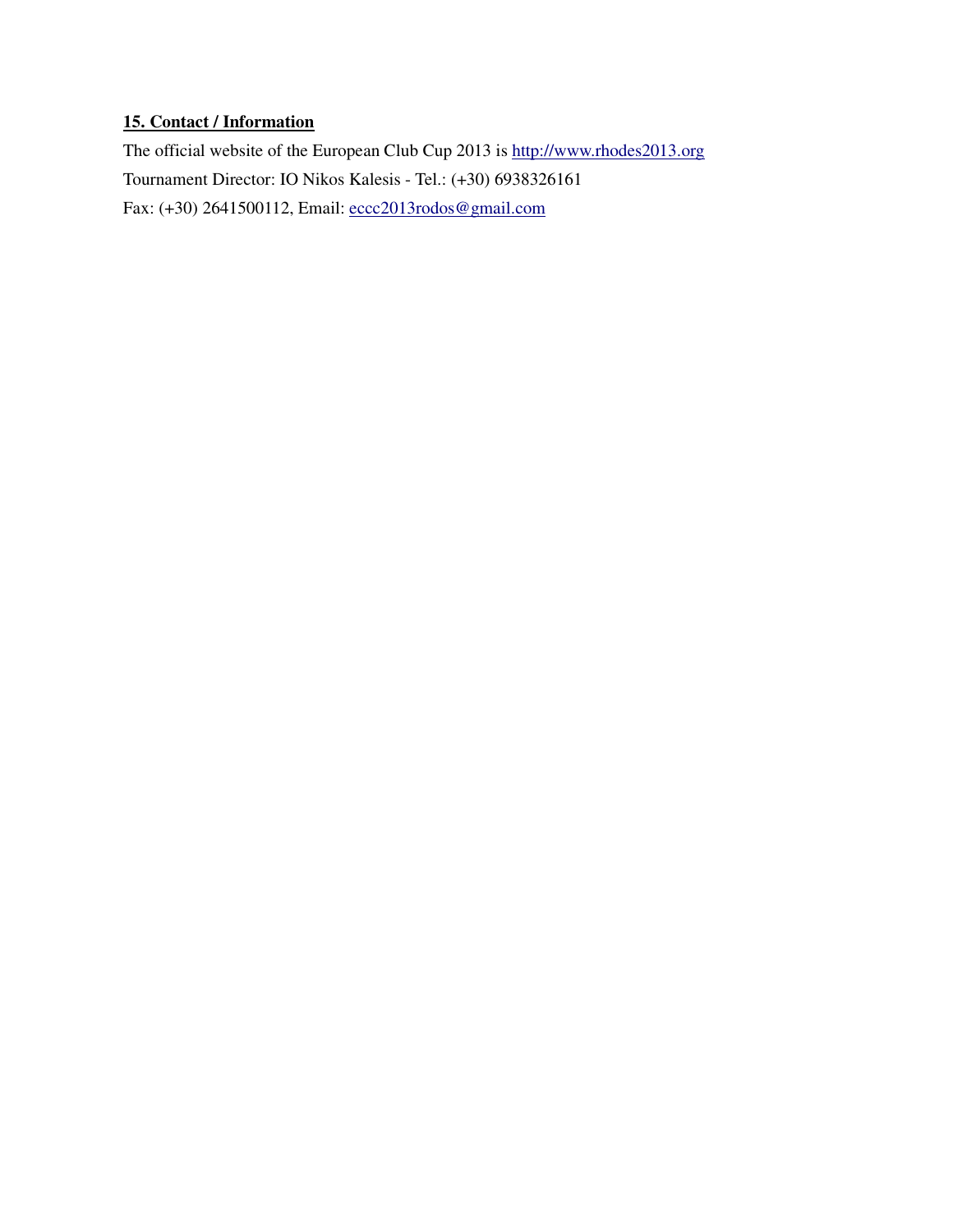## 15. Contact / Information

The official website of the European Club Cup 2013 is http://www.rhodes2013.org

Tournament Director: IO Nikos Kalesis - Tel.: (+30) 6938326161

Fax: (+30) 2641500112, Email: eccc2013rodos@gmail.com